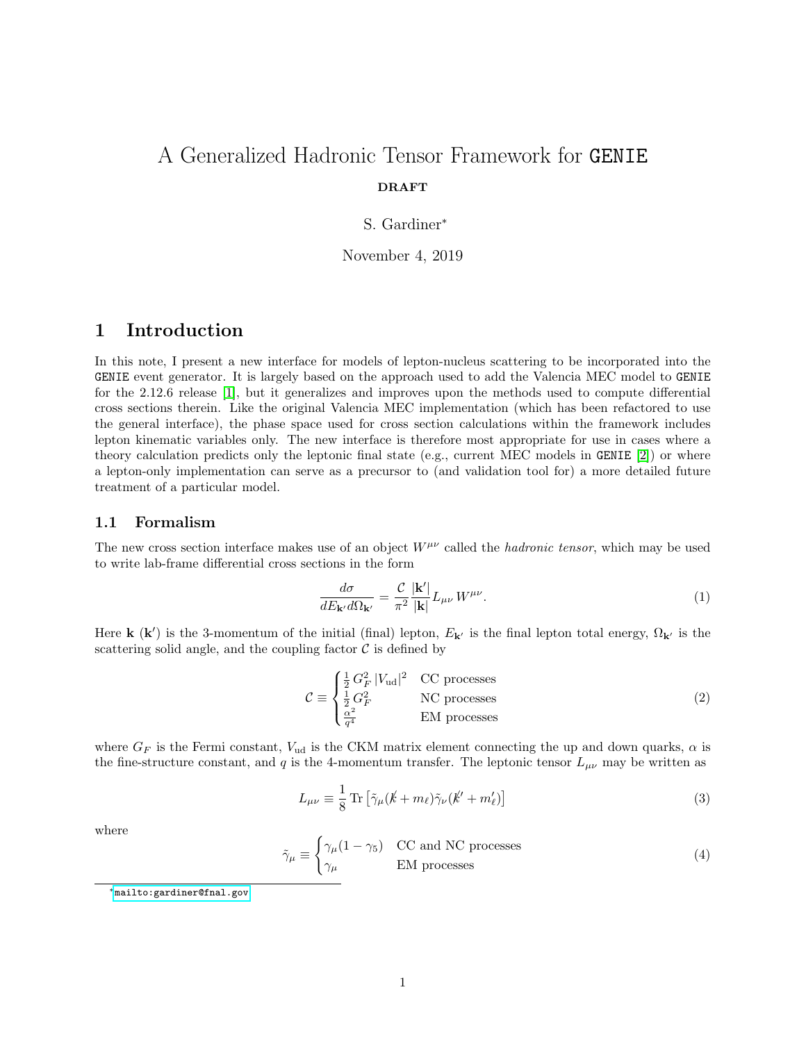# A Generalized Hadronic Tensor Framework for GENIE

**DRAFT**

S. Gardiner*

November 4, 2019

## 1 Introduction

In this note, I present a new interface for models of lepton-nucleus scattering to be incorporated into the GENIE event generator. It is largely based on the approach used to add the Valencia MEC model to GENIE for the 2.12.6 release [1], but it generalizes and improves upon the methods used to compute differential cross sections therein. Like the original Valencia MEC implementation (which has been refactored to use the general interface), the phase space used for cross section calculations within the framework includes lepton kinematic variables only. The new interface is therefore most appropriate for use in cases where a theory calculation predicts only the leptonic final state (e.g., current MEC models in GENIE [2]) or where a lepton-only implementation can serve as a precursor to (and validation tool for) a more detailed future treatment of a particular model.

### 1.1 Formalism

The new cross section interface makes use of an object $W^{\mu\nu}$ called the *hadronic tensor*, which may be used to write lab-frame differential cross sections in the form

$$\frac{d\sigma}{dE_{\mathbf{k}'}d\Omega_{\mathbf{k}'}} = \frac{\mathcal{C}}{\pi^2}\frac{|\mathbf{k}'|}{|\mathbf{k}|}L_{\mu\nu}\,W^{\mu\nu}. \tag{1}$$

Here $\mathbf{k}$ ($\mathbf{k}'$) is the 3-momentum of the initial (final) lepton, $E_{\mathbf{k}'}$ is the final lepton total energy, $\Omega_{\mathbf{k}'}$ is the scattering solid angle, and the coupling factor $\mathcal{C}$ is defined by

$$\mathcal{C} \equiv \begin{cases} \frac{1}{2}\,G_F^2\,|V_{\mathrm{ud}}|^2 & \text{CC processes} \\ \frac{1}{2}\,G_F^2 & \text{NC processes} \\ \frac{\alpha^2}{q^4} & \text{EM processes} \end{cases} \tag{2}$$

where $G_F$ is the Fermi constant, $V_{\mathrm{ud}}$ is the CKM matrix element connecting the up and down quarks, $\alpha$ is the fine-structure constant, and $q$ is the 4-momentum transfer. The leptonic tensor $L_{\mu\nu}$ may be written as

$$L_{\mu\nu} \equiv \frac{1}{8}\,\mathrm{Tr}\left[\tilde{\gamma}_\mu(\not{k} + m_\ell)\tilde{\gamma}_\nu(\not{k}' + m_\ell')\right] \tag{3}$$

where

$$\tilde{\gamma}_\mu \equiv \begin{cases} \gamma_\mu(1-\gamma_5) & \text{CC and NC processes} \\ \gamma_\mu & \text{EM processes} \end{cases} \tag{4}$$

*mailto:gardiner@fnal.gov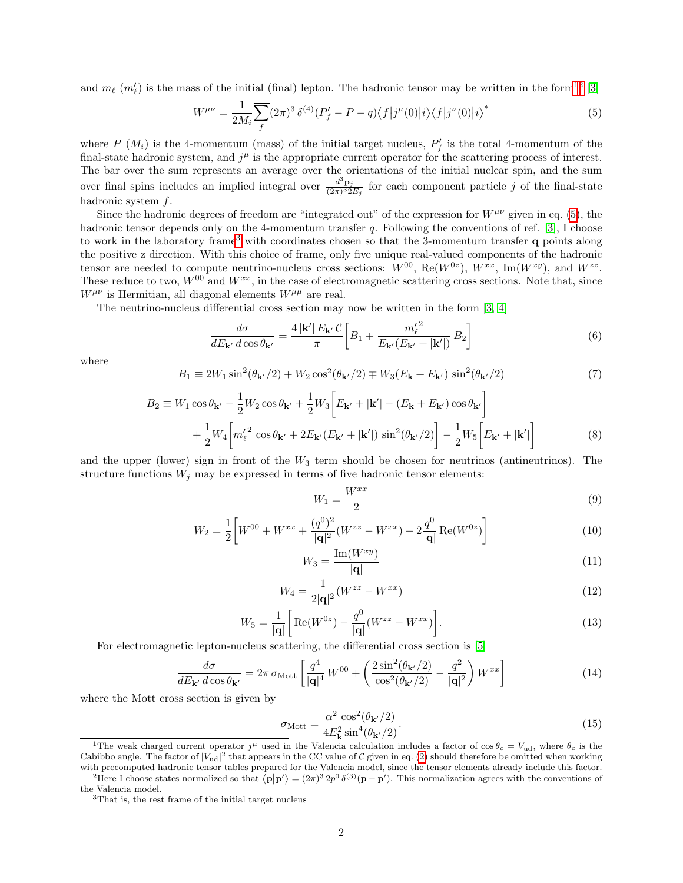and $m_\ell$ ($m'_\ell$) is the mass of the initial (final) lepton. The hadronic tensor may be written in the form[1,2] [3]

$$W^{\mu\nu} = \frac{1}{2M_i} \overline{\sum_f} (2\pi)^3 \, \delta^{(4)}(P'_f - P - q) \langle f | j^\mu(0) | i \rangle \langle f | j^\nu(0) | i \rangle^* \tag{5}$$

where $P$ ($M_i$) is the 4-momentum (mass) of the initial target nucleus, $P'_f$ is the total 4-momentum of the final-state hadronic system, and $j^\mu$ is the appropriate current operator for the scattering process of interest. The bar over the sum represents an average over the orientations of the initial nuclear spin, and the sum over final spins includes an implied integral over $\frac{d^3\mathbf{p}_j}{(2\pi)^3 2E_j}$ for each component particle $j$ of the final-state hadronic system $f$.

Since the hadronic degrees of freedom are "integrated out" of the expression for $W^{\mu\nu}$ given in eq. (5), the hadronic tensor depends only on the 4-momentum transfer $q$. Following the conventions of ref. [3], I choose to work in the laboratory frame[3] with coordinates chosen so that the 3-momentum transfer $\mathbf{q}$ points along the positive z direction. With this choice of frame, only five unique real-valued components of the hadronic tensor are needed to compute neutrino-nucleus cross sections: $W^{00}$, $\mathrm{Re}(W^{0z})$, $W^{xx}$, $\mathrm{Im}(W^{xy})$, and $W^{zz}$. These reduce to two, $W^{00}$ and $W^{xx}$, in the case of electromagnetic scattering cross sections. Note that, since $W^{\mu\nu}$ is Hermitian, all diagonal elements $W^{\mu\mu}$ are real.

The neutrino-nucleus differential cross section may now be written in the form [3, 4]

$$\frac{d\sigma}{dE_{\mathbf{k}'} \, d\cos\theta_{\mathbf{k}'}} = \frac{4\,|\mathbf{k}'|\,E_{\mathbf{k}'}\,\mathcal{C}}{\pi} \left[ B_1 + \frac{{m'_\ell}^2}{E_{\mathbf{k}'}(E_{\mathbf{k}'} + |\mathbf{k}'|)} \, B_2 \right] \tag{6}$$

where

$$B_1 \equiv 2W_1 \sin^2(\theta_{\mathbf{k}'}/2) + W_2 \cos^2(\theta_{\mathbf{k}'}/2) \mp W_3 (E_{\mathbf{k}} + E_{\mathbf{k}'}) \, \sin^2(\theta_{\mathbf{k}'}/2) \tag{7}$$

$$\begin{aligned} B_2 \equiv\; & W_1 \cos\theta_{\mathbf{k}'} - \frac{1}{2} W_2 \cos\theta_{\mathbf{k}'} + \frac{1}{2} W_3 \Big[ E_{\mathbf{k}'} + |\mathbf{k}'| - (E_{\mathbf{k}} + E_{\mathbf{k}'}) \cos\theta_{\mathbf{k}'} \Big] \\ & + \frac{1}{2} W_4 \Big[ {m'_\ell}^2 \cos\theta_{\mathbf{k}'} + 2E_{\mathbf{k}'}(E_{\mathbf{k}'} + |\mathbf{k}'|) \, \sin^2(\theta_{\mathbf{k}'}/2) \Big] - \frac{1}{2} W_5 \Big[ E_{\mathbf{k}'} + |\mathbf{k}'| \Big] \end{aligned} \tag{8}$$

and the upper (lower) sign in front of the $W_3$ term should be chosen for neutrinos (antineutrinos). The structure functions $W_j$ may be expressed in terms of five hadronic tensor elements:

$$W_1 = \frac{W^{xx}}{2} \tag{9}$$

$$W_2 = \frac{1}{2} \left[ W^{00} + W^{xx} + \frac{(q^0)^2}{|\mathbf{q}|^2} (W^{zz} - W^{xx}) - 2 \frac{q^0}{|\mathbf{q}|} \mathrm{Re}(W^{0z}) \right] \tag{10}$$

$$W_3 = \frac{\mathrm{Im}(W^{xy})}{|\mathbf{q}|} \tag{11}$$

$$W_4 = \frac{1}{2|\mathbf{q}|^2} (W^{zz} - W^{xx}) \tag{12}$$

$$W_5 = \frac{1}{|\mathbf{q}|} \left[ \mathrm{Re}(W^{0z}) - \frac{q^0}{|\mathbf{q}|} (W^{zz} - W^{xx}) \right]. \tag{13}$$

For electromagnetic lepton-nucleus scattering, the differential cross section is [5]

$$\frac{d\sigma}{dE_{\mathbf{k}'} \, d\cos\theta_{\mathbf{k}'}} = 2\pi \, \sigma_{\text{Mott}} \left[ \frac{q^4}{|\mathbf{q}|^4} \, W^{00} + \left( \frac{2\sin^2(\theta_{\mathbf{k}'}/2)}{\cos^2(\theta_{\mathbf{k}'}/2)} - \frac{q^2}{|\mathbf{q}|^2} \right) W^{xx} \right] \tag{14}$$

where the Mott cross section is given by

$$\sigma_{\text{Mott}} = \frac{\alpha^2 \, \cos^2(\theta_{\mathbf{k}'}/2)}{4E_{\mathbf{k}}^2 \sin^4(\theta_{\mathbf{k}'}/2)}. \tag{15}$$

---

[1] The weak charged current operator $j^\mu$ used in the Valencia calculation includes a factor of $\cos\theta_c = V_{\text{ud}}$, where $\theta_c$ is the Cabibbo angle. The factor of $|V_{\text{ud}}|^2$ that appears in the CC value of $\mathcal{C}$ given in eq. (2) should therefore be omitted when working with precomputed hadronic tensor tables prepared for the Valencia model, since the tensor elements already include this factor.

[2] Here I choose states normalized so that $\langle \mathbf{p} | \mathbf{p}' \rangle = (2\pi)^3 \, 2p^0 \, \delta^{(3)}(\mathbf{p} - \mathbf{p}')$. This normalization agrees with the conventions of the Valencia model.

[3] That is, the rest frame of the initial target nucleus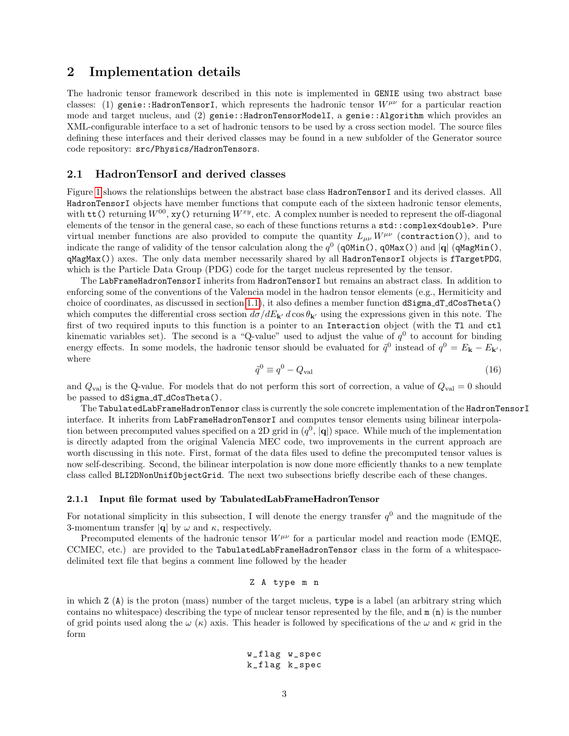## 2 Implementation details

The hadronic tensor framework described in this note is implemented in `GENIE` using two abstract base classes: (1) `genie::HadronTensorI`, which represents the hadronic tensor $W^{\mu\nu}$ for a particular reaction mode and target nucleus, and (2) `genie::HadronTensorModelI`, a `genie::Algorithm` which provides an XML-configurable interface to a set of hadronic tensors to be used by a cross section model. The source files defining these interfaces and their derived classes may be found in a new subfolder of the Generator source code repository: `src/Physics/HadronTensors`.

### 2.1 HadronTensorI and derived classes

Figure 1 shows the relationships between the abstract base class `HadronTensorI` and its derived classes. All `HadronTensorI` objects have member functions that compute each of the sixteen hadronic tensor elements, with `tt()` returning $W^{00}$, `xy()` returning $W^{xy}$, etc. A complex number is needed to represent the off-diagonal elements of the tensor in the general case, so each of these functions returns a `std::complex<double>`. Pure virtual member functions are also provided to compute the quantity $L_{\mu\nu} W^{\mu\nu}$ (`contraction()`), and to indicate the range of validity of the tensor calculation along the $q^0$ (`q0Min()`, `q0Max()`) and $|\mathbf{q}|$ (`qMagMin()`, `qMagMax()`) axes. The only data member necessarily shared by all `HadronTensorI` objects is `fTargetPDG`, which is the Particle Data Group (PDG) code for the target nucleus represented by the tensor.

The `LabFrameHadronTensorI` inherits from `HadronTensorI` but remains an abstract class. In addition to enforcing some of the conventions of the Valencia model in the hadron tensor elements (e.g., Hermiticity and choice of coordinates, as discussed in section 1.1), it also defines a member function `dSigma_dT_dCosTheta()` which computes the differential cross section $d\sigma/dE_{\mathbf{k}'}\,d\cos\theta_{\mathbf{k}'}$ using the expressions given in this note. The first of two required inputs to this function is a pointer to an `Interaction` object (with the `Tl` and `ctl` kinematic variables set). The second is a "Q-value" used to adjust the value of $q^0$ to account for binding energy effects. In some models, the hadronic tensor should be evaluated for $\tilde{q}^0$ instead of $q^0 = E_{\mathbf{k}} - E_{\mathbf{k}'}$, where

$$\tilde{q}^0 \equiv q^0 - Q_{\text{val}} \tag{16}$$

and $Q_{\text{val}}$ is the Q-value. For models that do not perform this sort of correction, a value of $Q_{\text{val}} = 0$ should be passed to `dSigma_dT_dCosTheta()`.

The `TabulatedLabFrameHadronTensor` class is currently the sole concrete implementation of the `HadronTensorI` interface. It inherits from `LabFrameHadronTensorI` and computes tensor elements using bilinear interpolation between precomputed values specified on a 2D grid in ($q^0$, $|\mathbf{q}|$) space. While much of the implementation is directly adapted from the original Valencia MEC code, two improvements in the current approach are worth discussing in this note. First, format of the data files used to define the precomputed tensor values is now self-describing. Second, the bilinear interpolation is now done more efficiently thanks to a new template class called `BLI2DNonUnifObjectGrid`. The next two subsections briefly describe each of these changes.

#### 2.1.1 Input file format used by TabulatedLabFrameHadronTensor

For notational simplicity in this subsection, I will denote the energy transfer $q^0$ and the magnitude of the 3-momentum transfer $|\mathbf{q}|$ by $\omega$ and $\kappa$, respectively.

Precomputed elements of the hadronic tensor $W^{\mu\nu}$ for a particular model and reaction mode (EMQE, CCMEC, etc.) are provided to the `TabulatedLabFrameHadronTensor` class in the form of a whitespace-delimited text file that begins a comment line followed by the header

```
Z A type m n
```

in which `Z` (`A`) is the proton (mass) number of the target nucleus, `type` is a label (an arbitrary string which contains no whitespace) describing the type of nuclear tensor represented by the file, and `m` (`n`) is the number of grid points used along the $\omega$ ($\kappa$) axis. This header is followed by specifications of the $\omega$ and $\kappa$ grid in the form

```
w_flag w_spec
k_flag k_spec
```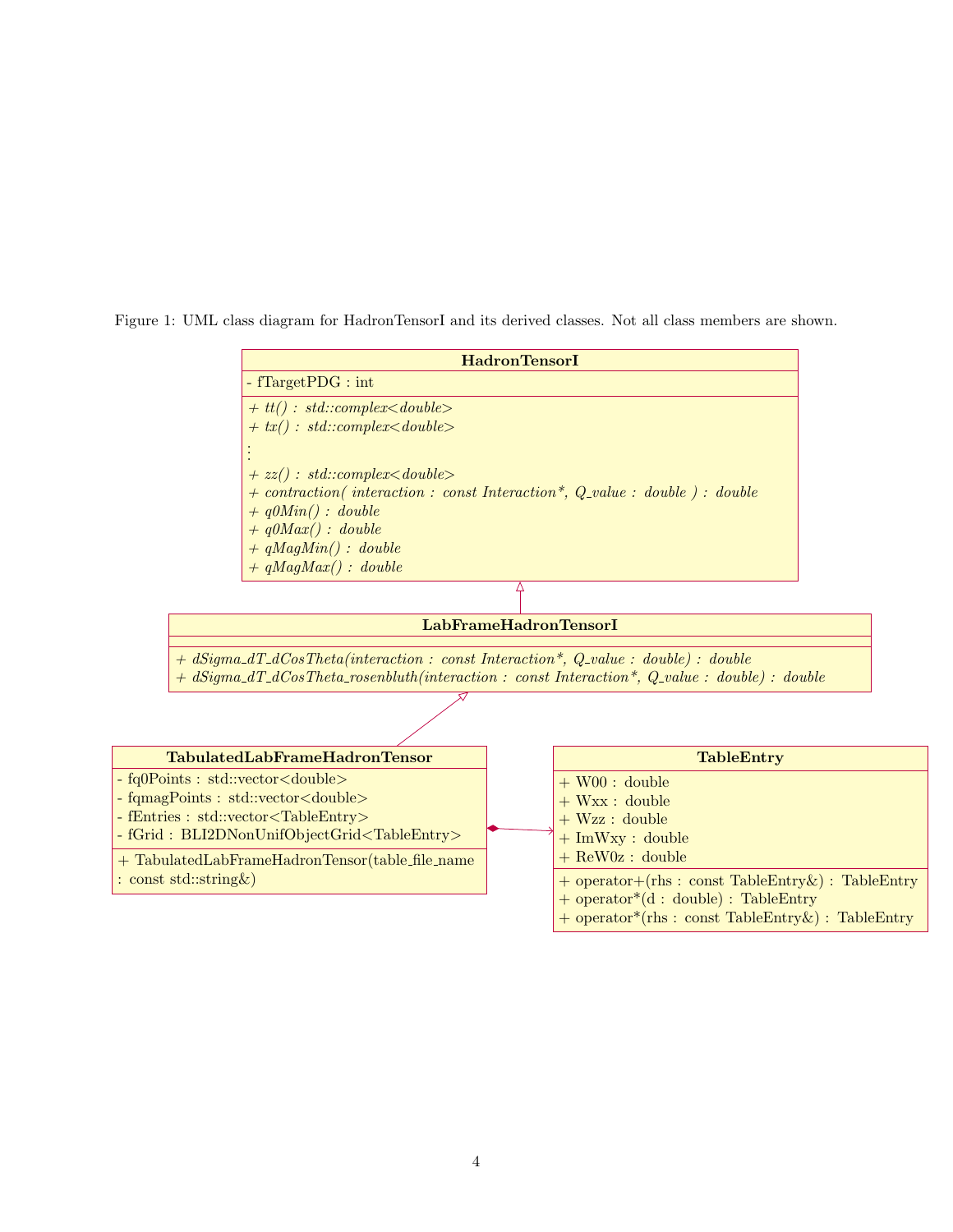Figure 1: UML class diagram for HadronTensorI and its derived classes. Not all class members are shown.

**HadronTensorI**

- fTargetPDG : int

*+ tt() : std::complex<double>*
*+ tx() : std::complex<double>*
⋮
*+ zz() : std::complex<double>*
*+ contraction( interaction : const Interaction*, Q_value : double ) : double*
*+ q0Min() : double*
*+ q0Max() : double*
*+ qMagMin() : double*
*+ qMagMax() : double*

**LabFrameHadronTensorI**

*+ dSigma_dT_dCosTheta(interaction : const Interaction*, Q_value : double) : double*
*+ dSigma_dT_dCosTheta_rosenbluth(interaction : const Interaction*, Q_value : double) : double*

**TabulatedLabFrameHadronTensor**

- fq0Points : std::vector<double>
- fqmagPoints : std::vector<double>
- fEntries : std::vector<TableEntry>
- fGrid : BLI2DNonUnifObjectGrid<TableEntry>

+ TabulatedLabFrameHadronTensor(table_file_name : const std::string&)

**TableEntry**

+ W00 : double
+ Wxx : double
+ Wzz : double
+ ImWxy : double
+ ReW0z : double

+ operator+(rhs : const TableEntry&) : TableEntry
+ operator*(d : double) : TableEntry
+ operator*(rhs : const TableEntry&) : TableEntry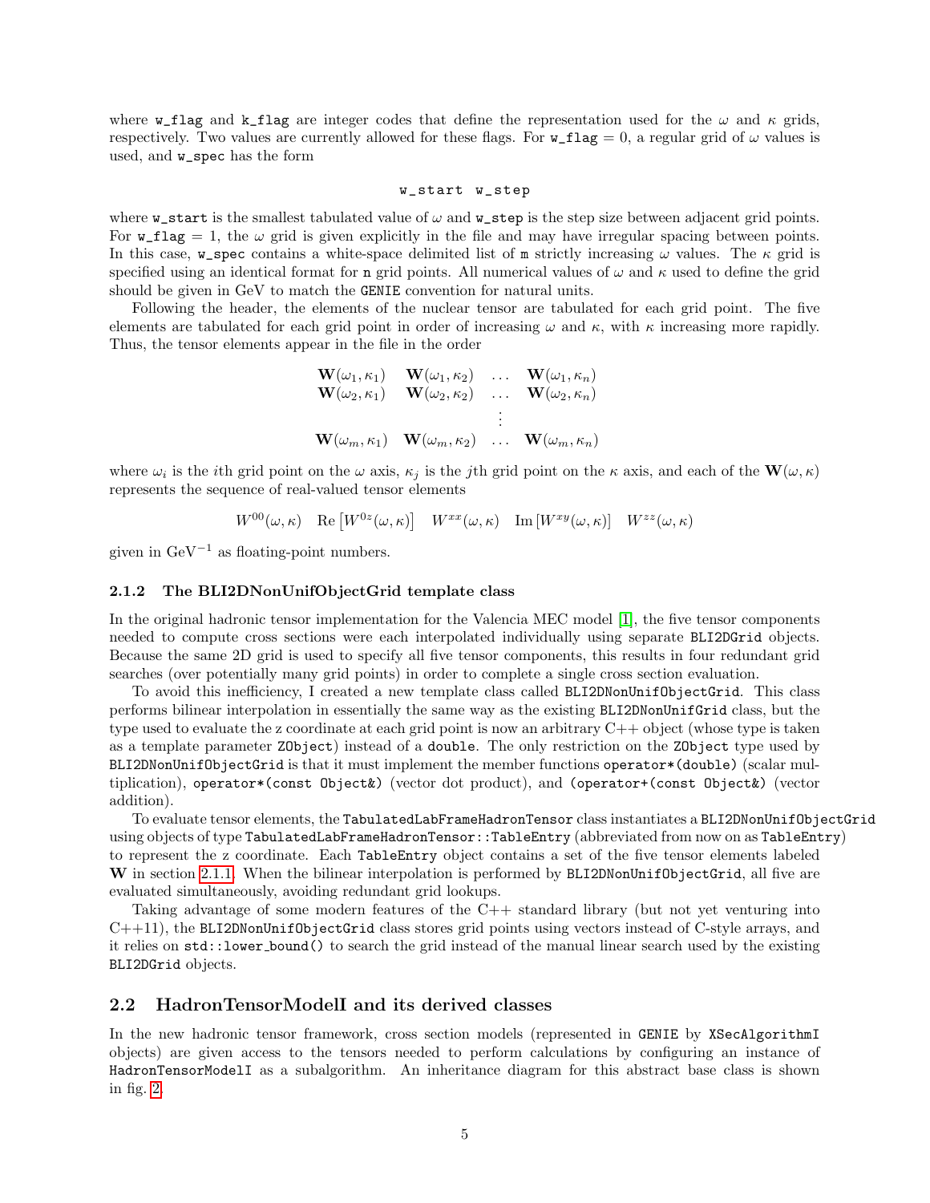where `w_flag` and `k_flag` are integer codes that define the representation used for the $\omega$ and $\kappa$ grids, respectively. Two values are currently allowed for these flags. For `w_flag` = 0, a regular grid of $\omega$ values is used, and `w_spec` has the form

```
w_start w_step
```

where `w_start` is the smallest tabulated value of $\omega$ and `w_step` is the step size between adjacent grid points. For `w_flag` = 1, the $\omega$ grid is given explicitly in the file and may have irregular spacing between points. In this case, `w_spec` contains a white-space delimited list of `m` strictly increasing $\omega$ values. The $\kappa$ grid is specified using an identical format for `n` grid points. All numerical values of $\omega$ and $\kappa$ used to define the grid should be given in GeV to match the `GENIE` convention for natural units.

Following the header, the elements of the nuclear tensor are tabulated for each grid point. The five elements are tabulated for each grid point in order of increasing $\omega$ and $\kappa$, with $\kappa$ increasing more rapidly. Thus, the tensor elements appear in the file in the order

$$\begin{array}{cccc} \mathbf{W}(\omega_1,\kappa_1) & \mathbf{W}(\omega_1,\kappa_2) & \dots & \mathbf{W}(\omega_1,\kappa_n) \\ \mathbf{W}(\omega_2,\kappa_1) & \mathbf{W}(\omega_2,\kappa_2) & \dots & \mathbf{W}(\omega_2,\kappa_n) \\ & & \vdots & \\ \mathbf{W}(\omega_m,\kappa_1) & \mathbf{W}(\omega_m,\kappa_2) & \dots & \mathbf{W}(\omega_m,\kappa_n) \end{array}$$

where $\omega_i$ is the $i$th grid point on the $\omega$ axis, $\kappa_j$ is the $j$th grid point on the $\kappa$ axis, and each of the $\mathbf{W}(\omega,\kappa)$ represents the sequence of real-valued tensor elements

$$W^{00}(\omega,\kappa) \quad \mathrm{Re}\left[W^{0z}(\omega,\kappa)\right] \quad W^{xx}(\omega,\kappa) \quad \mathrm{Im}\left[W^{xy}(\omega,\kappa)\right] \quad W^{zz}(\omega,\kappa)$$

given in $\mathrm{GeV}^{-1}$ as floating-point numbers.

### 2.1.2 The BLI2DNonUnifObjectGrid template class

In the original hadronic tensor implementation for the Valencia MEC model [1], the five tensor components needed to compute cross sections were each interpolated individually using separate `BLI2DGrid` objects. Because the same 2D grid is used to specify all five tensor components, this results in four redundant grid searches (over potentially many grid points) in order to complete a single cross section evaluation.

To avoid this inefficiency, I created a new template class called `BLI2DNonUnifObjectGrid`. This class performs bilinear interpolation in essentially the same way as the existing `BLI2DNonUnifGrid` class, but the type used to evaluate the z coordinate at each grid point is now an arbitrary C++ object (whose type is taken as a template parameter `ZObject`) instead of a `double`. The only restriction on the `ZObject` type used by `BLI2DNonUnifObjectGrid` is that it must implement the member functions `operator*(double)` (scalar multiplication), `operator*(const Object&)` (vector dot product), and `(operator+(const Object&)` (vector addition).

To evaluate tensor elements, the `TabulatedLabFrameHadronTensor` class instantiates a `BLI2DNonUnifObjectGrid` using objects of type `TabulatedLabFrameHadronTensor::TableEntry` (abbreviated from now on as `TableEntry`) to represent the z coordinate. Each `TableEntry` object contains a set of the five tensor elements labeled $\mathbf{W}$ in section 2.1.1. When the bilinear interpolation is performed by `BLI2DNonUnifObjectGrid`, all five are evaluated simultaneously, avoiding redundant grid lookups.

Taking advantage of some modern features of the C++ standard library (but not yet venturing into C++11), the `BLI2DNonUnifObjectGrid` class stores grid points using vectors instead of C-style arrays, and it relies on `std::lower_bound()` to search the grid instead of the manual linear search used by the existing `BLI2DGrid` objects.

## 2.2 HadronTensorModelI and its derived classes

In the new hadronic tensor framework, cross section models (represented in `GENIE` by `XSecAlgorithmI` objects) are given access to the tensors needed to perform calculations by configuring an instance of `HadronTensorModelI` as a subalgorithm. An inheritance diagram for this abstract base class is shown in fig. 2.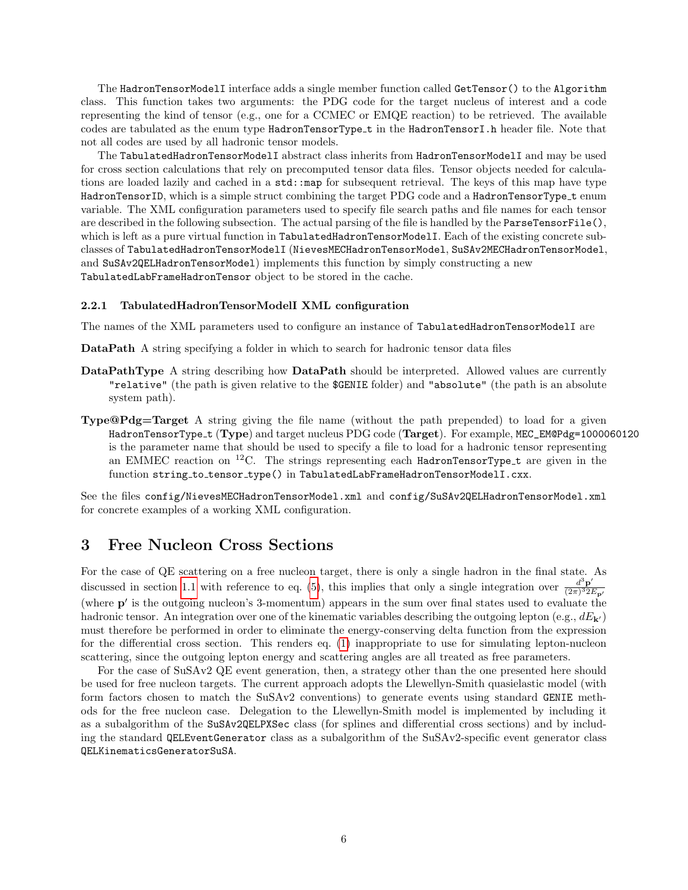The `HadronTensorModelI` interface adds a single member function called `GetTensor()` to the `Algorithm` class. This function takes two arguments: the PDG code for the target nucleus of interest and a code representing the kind of tensor (e.g., one for a CCMEC or EMQE reaction) to be retrieved. The available codes are tabulated as the enum type `HadronTensorType_t` in the `HadronTensorI.h` header file. Note that not all codes are used by all hadronic tensor models.

The `TabulatedHadronTensorModelI` abstract class inherits from `HadronTensorModelI` and may be used for cross section calculations that rely on precomputed tensor data files. Tensor objects needed for calculations are loaded lazily and cached in a `std::map` for subsequent retrieval. The keys of this map have type `HadronTensorID`, which is a simple struct combining the target PDG code and a `HadronTensorType_t` enum variable. The XML configuration parameters used to specify file search paths and file names for each tensor are described in the following subsection. The actual parsing of the file is handled by the `ParseTensorFile()`, which is left as a pure virtual function in `TabulatedHadronTensorModelI`. Each of the existing concrete subclasses of `TabulatedHadronTensorModelI` (`NievesMECHadronTensorModel`, `SuSAv2MECHadronTensorModel`, and `SuSAv2QELHadronTensorModel`) implements this function by simply constructing a new `TabulatedLabFrameHadronTensor` object to be stored in the cache.

### 2.2.1 TabulatedHadronTensorModelI XML configuration

The names of the XML parameters used to configure an instance of `TabulatedHadronTensorModelI` are

**DataPath** A string specifying a folder in which to search for hadronic tensor data files

**DataPathType** A string describing how **DataPath** should be interpreted. Allowed values are currently `"relative"` (the path is given relative to the `$GENIE` folder) and `"absolute"` (the path is an absolute system path).

**Type@Pdg=Target** A string giving the file name (without the path prepended) to load for a given `HadronTensorType_t` (**Type**) and target nucleus PDG code (**Target**). For example, `MEC_EM@Pdg=1000060120` is the parameter name that should be used to specify a file to load for a hadronic tensor representing an EMMEC reaction on $^{12}$C. The strings representing each `HadronTensorType_t` are given in the function `string_to_tensor_type()` in `TabulatedLabFrameHadronTensorModelI.cxx`.

See the files `config/NievesMECHadronTensorModel.xml` and `config/SuSAv2QELHadronTensorModel.xml` for concrete examples of a working XML configuration.

## 3 Free Nucleon Cross Sections

For the case of QE scattering on a free nucleon target, there is only a single hadron in the final state. As discussed in section 1.1 with reference to eq. (5), this implies that only a single integration over $\frac{d^3\mathbf{p}'}{(2\pi)^3 2E_{\mathbf{p}'}}$ (where $\mathbf{p}'$ is the outgoing nucleon's 3-momentum) appears in the sum over final states used to evaluate the hadronic tensor. An integration over one of the kinematic variables describing the outgoing lepton (e.g., $dE_{\mathbf{k}'}$) must therefore be performed in order to eliminate the energy-conserving delta function from the expression for the differential cross section. This renders eq. (1) inappropriate to use for simulating lepton-nucleon scattering, since the outgoing lepton energy and scattering angles are all treated as free parameters.

For the case of SuSAv2 QE event generation, then, a strategy other than the one presented here should be used for free nucleon targets. The current approach adopts the Llewellyn-Smith quasielastic model (with form factors chosen to match the SuSAv2 conventions) to generate events using standard `GENIE` methods for the free nucleon case. Delegation to the Llewellyn-Smith model is implemented by including it as a subalgorithm of the `SuSAv2QELPXSec` class (for splines and differential cross sections) and by including the standard `QELEventGenerator` class as a subalgorithm of the SuSAv2-specific event generator class `QELKinematicsGeneratorSuSA`.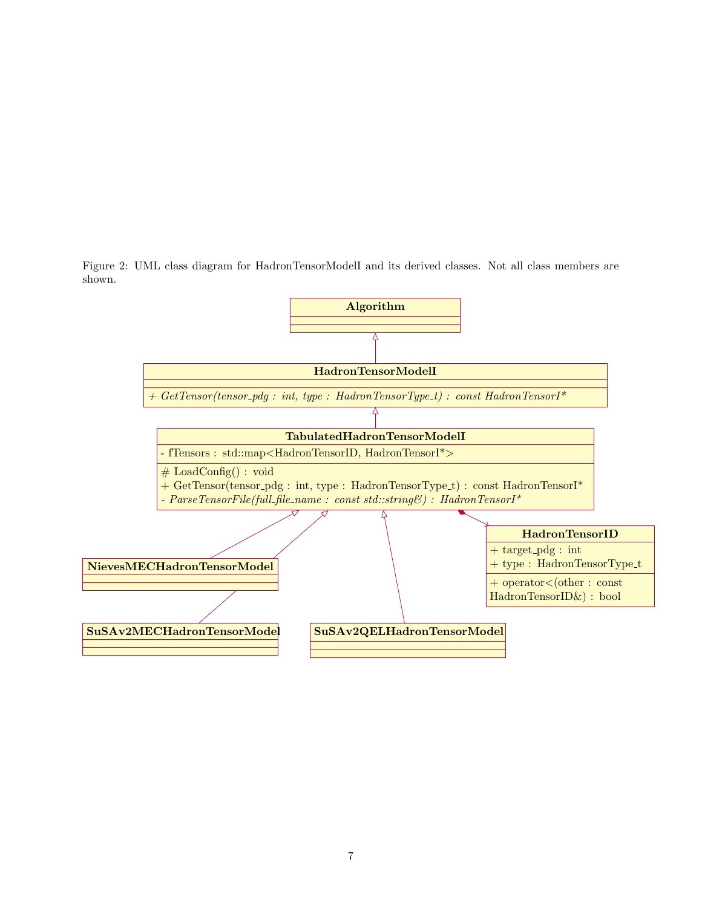Figure 2: UML class diagram for HadronTensorModelI and its derived classes. Not all class members are shown.

**Algorithm**

**HadronTensorModelI**

*+ GetTensor(tensor_pdg : int, type : HadronTensorType_t) : const HadronTensorI**

**TabulatedHadronTensorModelI**

- fTensors : std::map<HadronTensorID, HadronTensorI*>

# LoadConfig() : void
+ GetTensor(tensor_pdg : int, type : HadronTensorType_t) : const HadronTensorI*
*- ParseTensorFile(full_file_name : const std::string&) : HadronTensorI**

**HadronTensorID**

+ target_pdg : int
+ type : HadronTensorType_t

+ operator<(other : const HadronTensorID&) : bool

**NievesMECHadronTensorModel**

**SuSAv2MECHadronTensorModel**

**SuSAv2QELHadronTensorModel**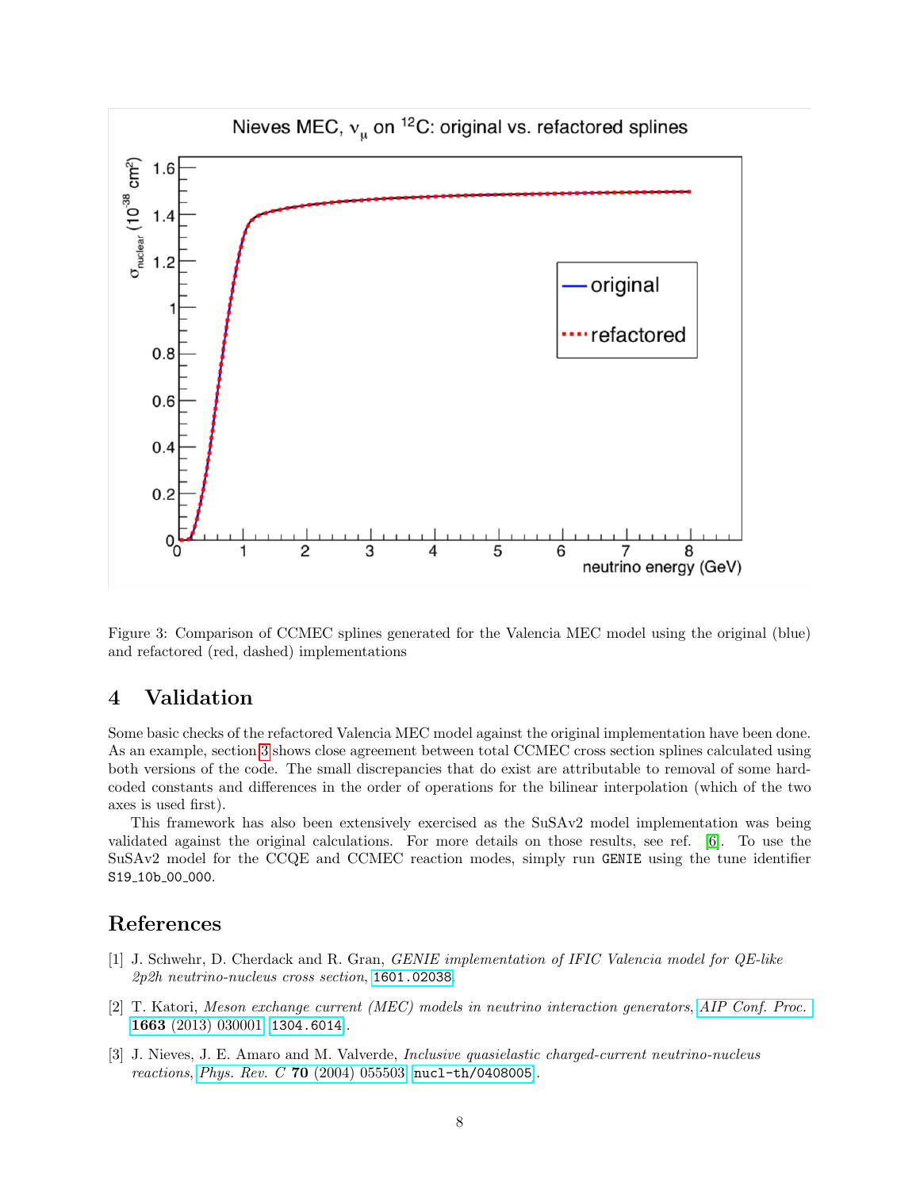Figure 3: Comparison of CCMEC splines generated for the Valencia MEC model using the original (blue) and refactored (red, dashed) implementations

## 4 Validation

Some basic checks of the refactored Valencia MEC model against the original implementation have been done. As an example, section 3 shows close agreement between total CCMEC cross section splines calculated using both versions of the code. The small discrepancies that do exist are attributable to removal of some hard-coded constants and differences in the order of operations for the bilinear interpolation (which of the two axes is used first).

This framework has also been extensively exercised as the SuSAv2 model implementation was being validated against the original calculations. For more details on those results, see ref. [6]. To use the SuSAv2 model for the CCQE and CCMEC reaction modes, simply run `GENIE` using the tune identifier `S19_10b_00_000`.

## References

[1] J. Schwehr, D. Cherdack and R. Gran, *GENIE implementation of IFIC Valencia model for QE-like 2p2h neutrino-nucleus cross section*, 1601.02038.

[2] T. Katori, *Meson exchange current (MEC) models in neutrino interaction generators*, AIP Conf. Proc. **1663** (2013) 030001 [1304.6014].

[3] J. Nieves, J. E. Amaro and M. Valverde, *Inclusive quasielastic charged-current neutrino-nucleus reactions*, Phys. Rev. C **70** (2004) 055503 [nucl-th/0408005].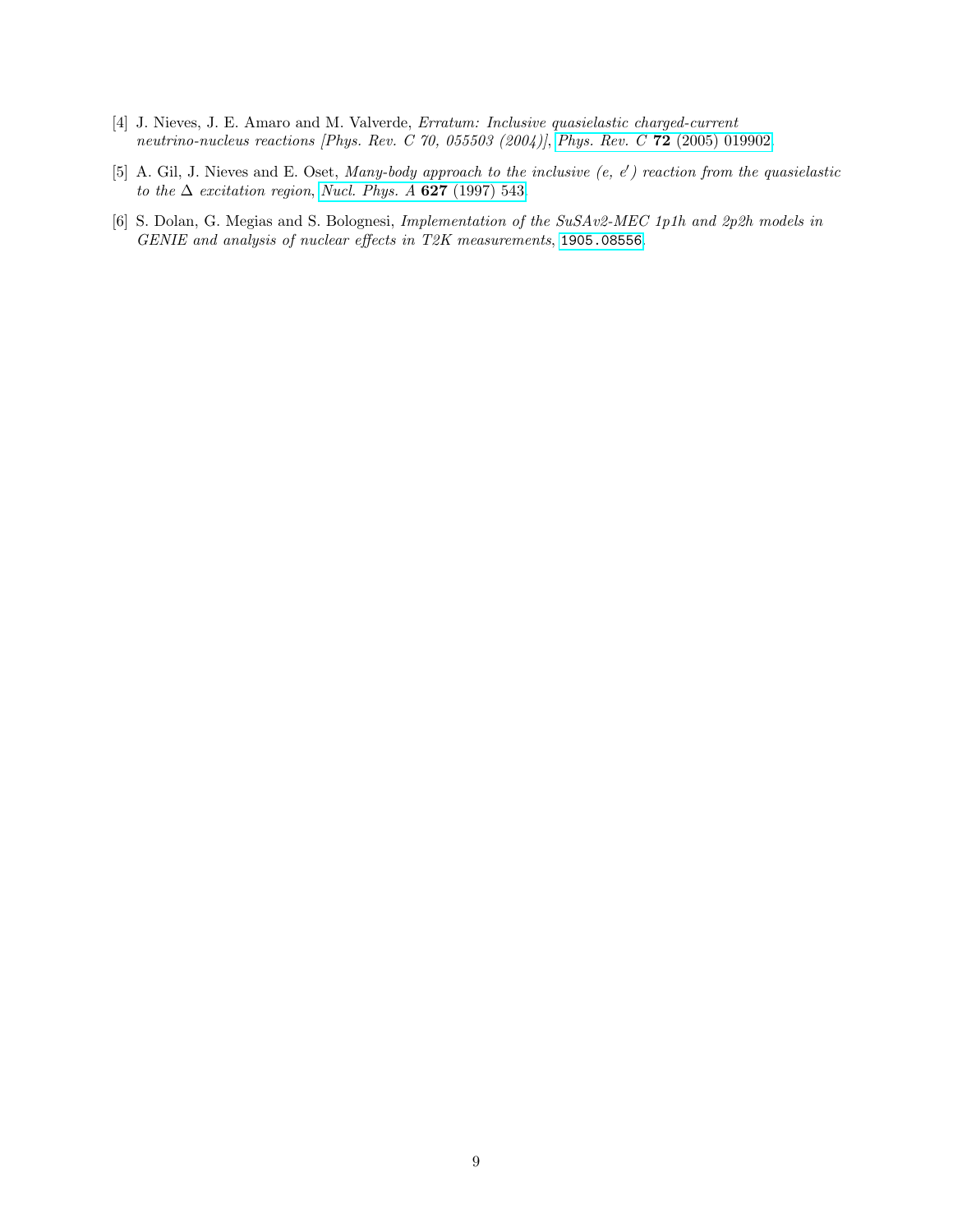[4] J. Nieves, J. E. Amaro and M. Valverde, *Erratum: Inclusive quasielastic charged-current neutrino-nucleus reactions [Phys. Rev. C 70, 055503 (2004)]*, *Phys. Rev. C* **72** (2005) 019902.

[5] A. Gil, J. Nieves and E. Oset, *Many-body approach to the inclusive (e, e′) reaction from the quasielastic to the Δ excitation region*, *Nucl. Phys. A* **627** (1997) 543.

[6] S. Dolan, G. Megias and S. Bolognesi, *Implementation of the SuSAv2-MEC 1p1h and 2p2h models in GENIE and analysis of nuclear effects in T2K measurements*, `1905.08556`.